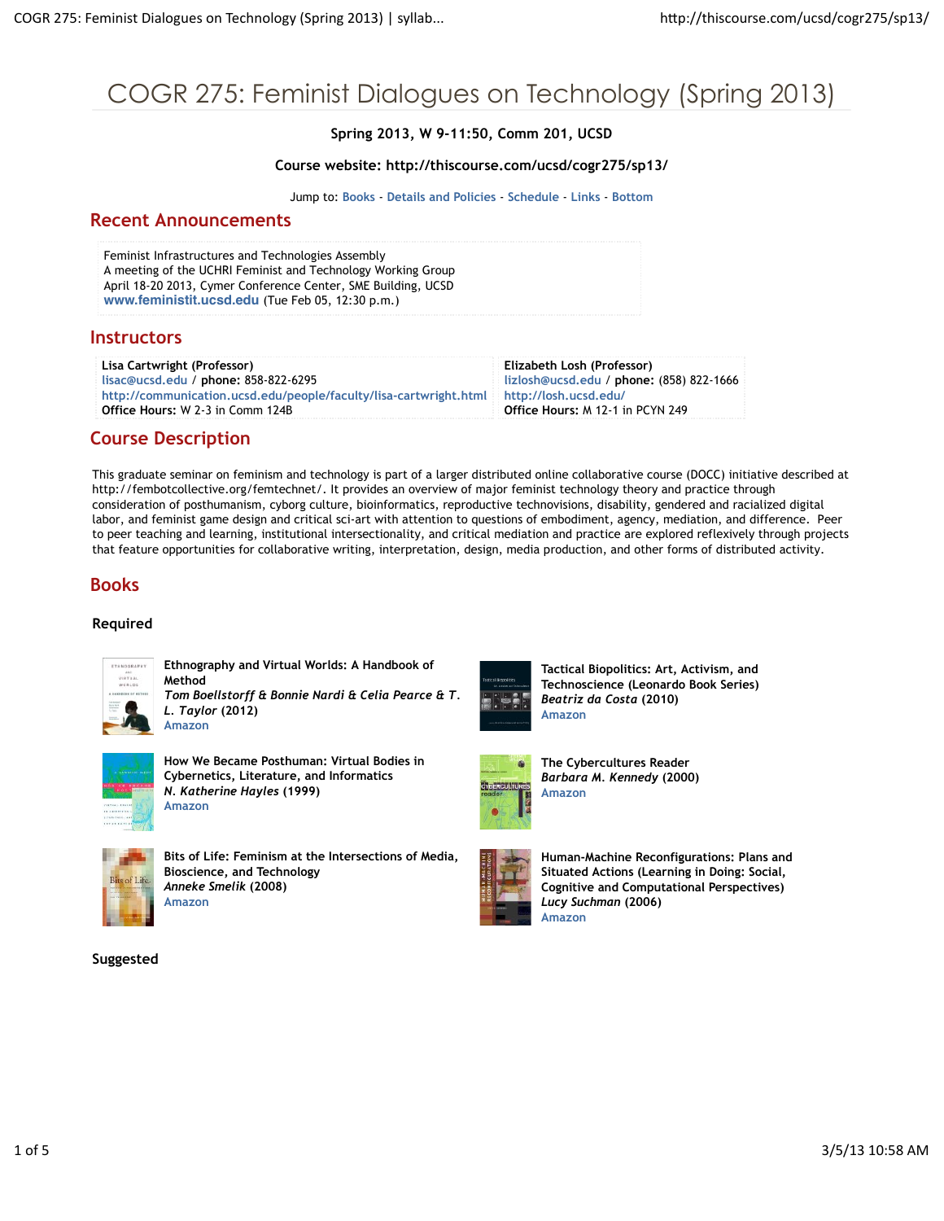# COGR 275: Feminist Dialogues on Technology (Spring 2013)

**Spring 2013, W 9-11:50, Comm 201, UCSD**

**Course website: http://thiscourse.com/ucsd/cogr275/sp13/**

Jump to: Books - Details and Policies - Schedule - Links - Bottom

## Recent Announcements

Feminist Infrastructures and Technologies Assembly
A meeting of the UCHRI Feminist and Technology Working Group
April 18-20 2013, Cymer Conference Center, SME Building, UCSD
**www.feministit.ucsd.edu** (Tue Feb 05, 12:30 p.m.)

## Instructors

| Lisa Cartwright (Professor) | Elizabeth Losh (Professor) |
|---|---|
| lisac@ucsd.edu / **phone:** 858-822-6295 | lizlosh@ucsd.edu / **phone:** (858) 822-1666 |
| http://communication.ucsd.edu/people/faculty/lisa-cartwright.html | http://losh.ucsd.edu/ |
| **Office Hours:** W 2-3 in Comm 124B | **Office Hours:** M 12-1 in PCYN 249 |

## Course Description

This graduate seminar on feminism and technology is part of a larger distributed online collaborative course (DOCC) initiative described at http://fembotcollective.org/femtechnet/. It provides an overview of major feminist technology theory and practice through consideration of posthumanism, cyborg culture, bioinformatics, reproductive technovisions, disability, gendered and racialized digital labor, and feminist game design and critical sci-art with attention to questions of embodiment, agency, mediation, and difference. Peer to peer teaching and learning, institutional intersectionality, and critical mediation and practice are explored reflexively through projects that feature opportunities for collaborative writing, interpretation, design, media production, and other forms of distributed activity.

## Books

### Required

**Ethnography and Virtual Worlds: A Handbook of Method**
***Tom Boellstorff & Bonnie Nardi & Celia Pearce & T. L. Taylor* (2012)**
Amazon

**Tactical Biopolitics: Art, Activism, and Technoscience (Leonardo Book Series)**
***Beatriz da Costa* (2010)**
Amazon

**How We Became Posthuman: Virtual Bodies in Cybernetics, Literature, and Informatics**
***N. Katherine Hayles* (1999)**
Amazon

**The Cybercultures Reader**
***Barbara M. Kennedy* (2000)**
Amazon

**Bits of Life: Feminism at the Intersections of Media, Bioscience, and Technology**
***Anneke Smelik* (2008)**
Amazon

**Human-Machine Reconfigurations: Plans and Situated Actions (Learning in Doing: Social, Cognitive and Computational Perspectives)**
***Lucy Suchman* (2006)**
Amazon

### Suggested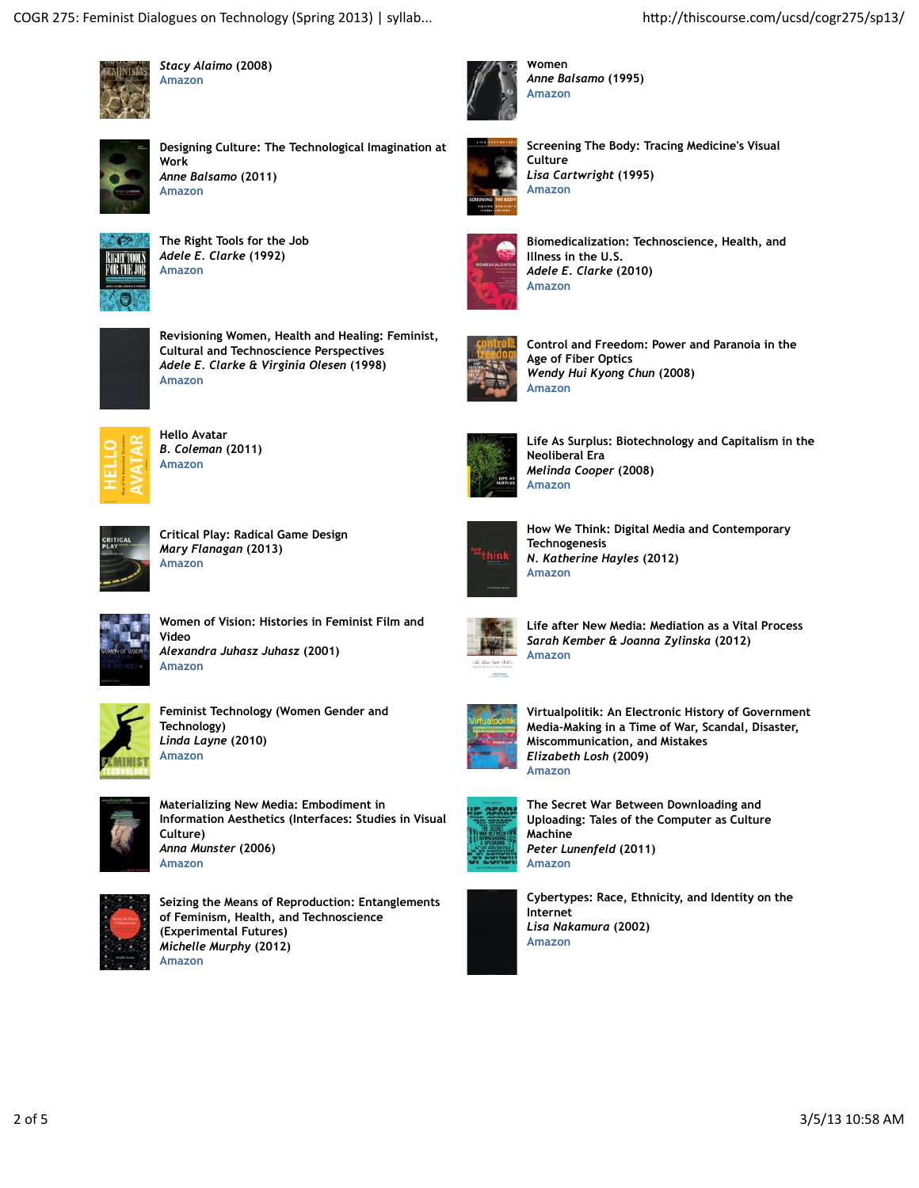*Stacy Alaimo* (2008)
Amazon

Women
*Anne Balsamo* (1995)
Amazon

Designing Culture: The Technological Imagination at Work
*Anne Balsamo* (2011)
Amazon

Screening The Body: Tracing Medicine's Visual Culture
*Lisa Cartwright* (1995)
Amazon

The Right Tools for the Job
*Adele E. Clarke* (1992)
Amazon

Biomedicalization: Technoscience, Health, and Illness in the U.S.
*Adele E. Clarke* (2010)
Amazon

Revisioning Women, Health and Healing: Feminist, Cultural and Technoscience Perspectives
*Adele E. Clarke & Virginia Olesen* (1998)
Amazon

Control and Freedom: Power and Paranoia in the Age of Fiber Optics
*Wendy Hui Kyong Chun* (2008)
Amazon

Hello Avatar
*B. Coleman* (2011)
Amazon

Life As Surplus: Biotechnology and Capitalism in the Neoliberal Era
*Melinda Cooper* (2008)
Amazon

Critical Play: Radical Game Design
*Mary Flanagan* (2013)
Amazon

How We Think: Digital Media and Contemporary Technogenesis
*N. Katherine Hayles* (2012)
Amazon

Women of Vision: Histories in Feminist Film and Video
*Alexandra Juhasz Juhasz* (2001)
Amazon

Life after New Media: Mediation as a Vital Process
*Sarah Kember & Joanna Zylinska* (2012)
Amazon

Feminist Technology (Women Gender and Technology)
*Linda Layne* (2010)
Amazon

Virtualpolitik: An Electronic History of Government Media-Making in a Time of War, Scandal, Disaster, Miscommunication, and Mistakes
*Elizabeth Losh* (2009)
Amazon

Materializing New Media: Embodiment in Information Aesthetics (Interfaces: Studies in Visual Culture)
*Anna Munster* (2006)
Amazon

The Secret War Between Downloading and Uploading: Tales of the Computer as Culture Machine
*Peter Lunenfeld* (2011)
Amazon

Seizing the Means of Reproduction: Entanglements of Feminism, Health, and Technoscience (Experimental Futures)
*Michelle Murphy* (2012)
Amazon

Cybertypes: Race, Ethnicity, and Identity on the Internet
*Lisa Nakamura* (2002)
Amazon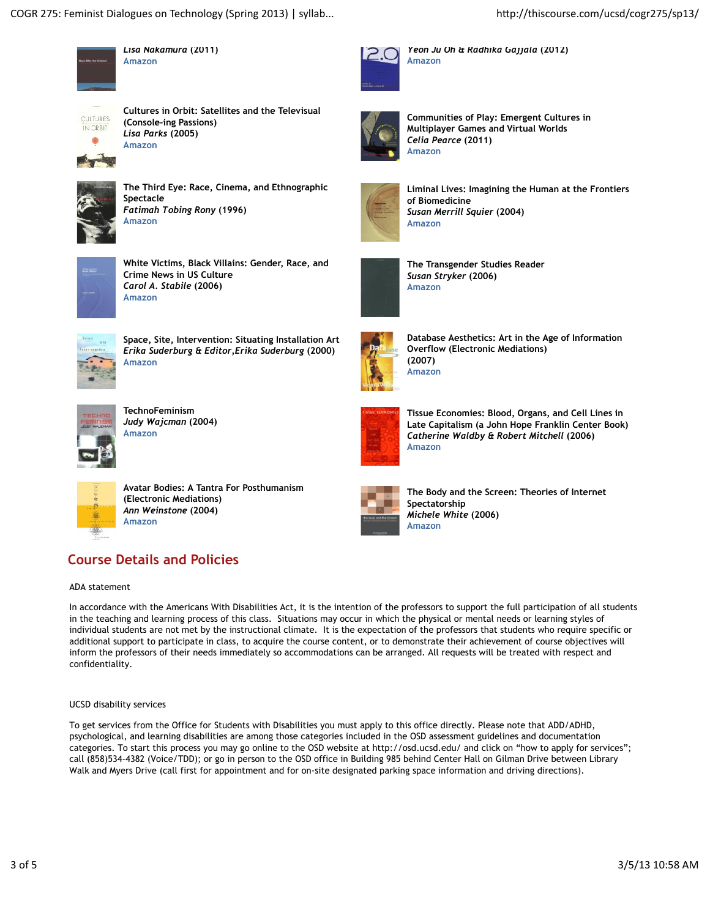Lisa Nakamura (2011)
Amazon

Yeon Ju Oh & Radhika Gajjala (2012)
Amazon

Cultures in Orbit: Satellites and the Televisual (Console-ing Passions)
*Lisa Parks* (2005)
Amazon

Communities of Play: Emergent Cultures in Multiplayer Games and Virtual Worlds
*Celia Pearce* (2011)
Amazon

The Third Eye: Race, Cinema, and Ethnographic Spectacle
*Fatimah Tobing Rony* (1996)
Amazon

Liminal Lives: Imagining the Human at the Frontiers of Biomedicine
*Susan Merrill Squier* (2004)
Amazon

White Victims, Black Villains: Gender, Race, and Crime News in US Culture
*Carol A. Stabile* (2006)
Amazon

The Transgender Studies Reader
*Susan Stryker* (2006)
Amazon

Space, Site, Intervention: Situating Installation Art
*Erika Suderburg & Editor,Erika Suderburg* (2000)
Amazon

Database Aesthetics: Art in the Age of Information Overflow (Electronic Mediations)
(2007)
Amazon

TechnoFeminism
*Judy Wajcman* (2004)
Amazon

Tissue Economies: Blood, Organs, and Cell Lines in Late Capitalism (a John Hope Franklin Center Book)
*Catherine Waldby & Robert Mitchell* (2006)
Amazon

Avatar Bodies: A Tantra For Posthumanism (Electronic Mediations)
*Ann Weinstone* (2004)
Amazon

The Body and the Screen: Theories of Internet Spectatorship
*Michele White* (2006)
Amazon

## Course Details and Policies

ADA statement

In accordance with the Americans With Disabilities Act, it is the intention of the professors to support the full participation of all students in the teaching and learning process of this class. Situations may occur in which the physical or mental needs or learning styles of individual students are not met by the instructional climate. It is the expectation of the professors that students who require specific or additional support to participate in class, to acquire the course content, or to demonstrate their achievement of course objectives will inform the professors of their needs immediately so accommodations can be arranged. All requests will be treated with respect and confidentiality.

UCSD disability services

To get services from the Office for Students with Disabilities you must apply to this office directly. Please note that ADD/ADHD, psychological, and learning disabilities are among those categories included in the OSD assessment guidelines and documentation categories. To start this process you may go online to the OSD website at http://osd.ucsd.edu/ and click on "how to apply for services"; call (858)534-4382 (Voice/TDD); or go in person to the OSD office in Building 985 behind Center Hall on Gilman Drive between Library Walk and Myers Drive (call first for appointment and for on-site designated parking space information and driving directions).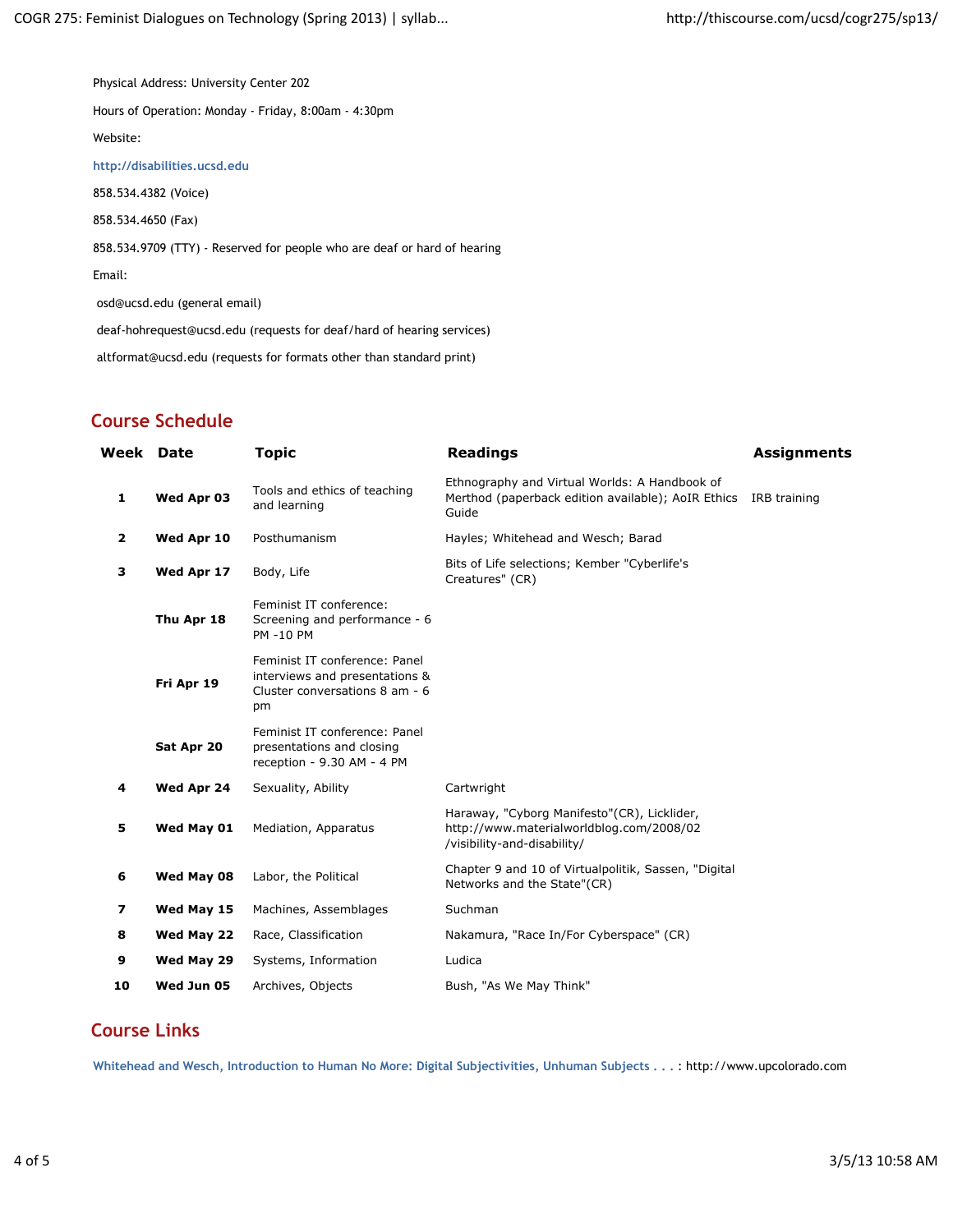Physical Address: University Center 202

Hours of Operation: Monday - Friday, 8:00am - 4:30pm

Website:

http://disabilities.ucsd.edu

858.534.4382 (Voice)

858.534.4650 (Fax)

858.534.9709 (TTY) - Reserved for people who are deaf or hard of hearing

Email:

osd@ucsd.edu (general email)

deaf-hohrequest@ucsd.edu (requests for deaf/hard of hearing services)

altformat@ucsd.edu (requests for formats other than standard print)

## Course Schedule

| Week | Date | Topic | Readings | Assignments |
|---|---|---|---|---|
| 1 | **Wed Apr 03** | Tools and ethics of teaching and learning | Ethnography and Virtual Worlds: A Handbook of Merthod (paperback edition available); AoIR Ethics Guide | IRB training |
| 2 | **Wed Apr 10** | Posthumanism | Hayles; Whitehead and Wesch; Barad | |
| 3 | **Wed Apr 17** | Body, Life | Bits of Life selections; Kember "Cyberlife's Creatures" (CR) | |
| | **Thu Apr 18** | Feminist IT conference: Screening and performance - 6 PM -10 PM | | |
| | **Fri Apr 19** | Feminist IT conference: Panel interviews and presentations & Cluster conversations 8 am - 6 pm | | |
| | **Sat Apr 20** | Feminist IT conference: Panel presentations and closing reception - 9.30 AM - 4 PM | | |
| 4 | **Wed Apr 24** | Sexuality, Ability | Cartwright | |
| 5 | **Wed May 01** | Mediation, Apparatus | Haraway, "Cyborg Manifesto"(CR), Licklider, http://www.materialworldblog.com/2008/02/visibility-and-disability/ | |
| 6 | **Wed May 08** | Labor, the Political | Chapter 9 and 10 of Virtualpolitik, Sassen, "Digital Networks and the State"(CR) | |
| 7 | **Wed May 15** | Machines, Assemblages | Suchman | |
| 8 | **Wed May 22** | Race, Classification | Nakamura, "Race In/For Cyberspace" (CR) | |
| 9 | **Wed May 29** | Systems, Information | Ludica | |
| 10 | **Wed Jun 05** | Archives, Objects | Bush, "As We May Think" | |

## Course Links

**Whitehead and Wesch, Introduction to Human No More: Digital Subjectivities, Unhuman Subjects . . .** : http://www.upcolorado.com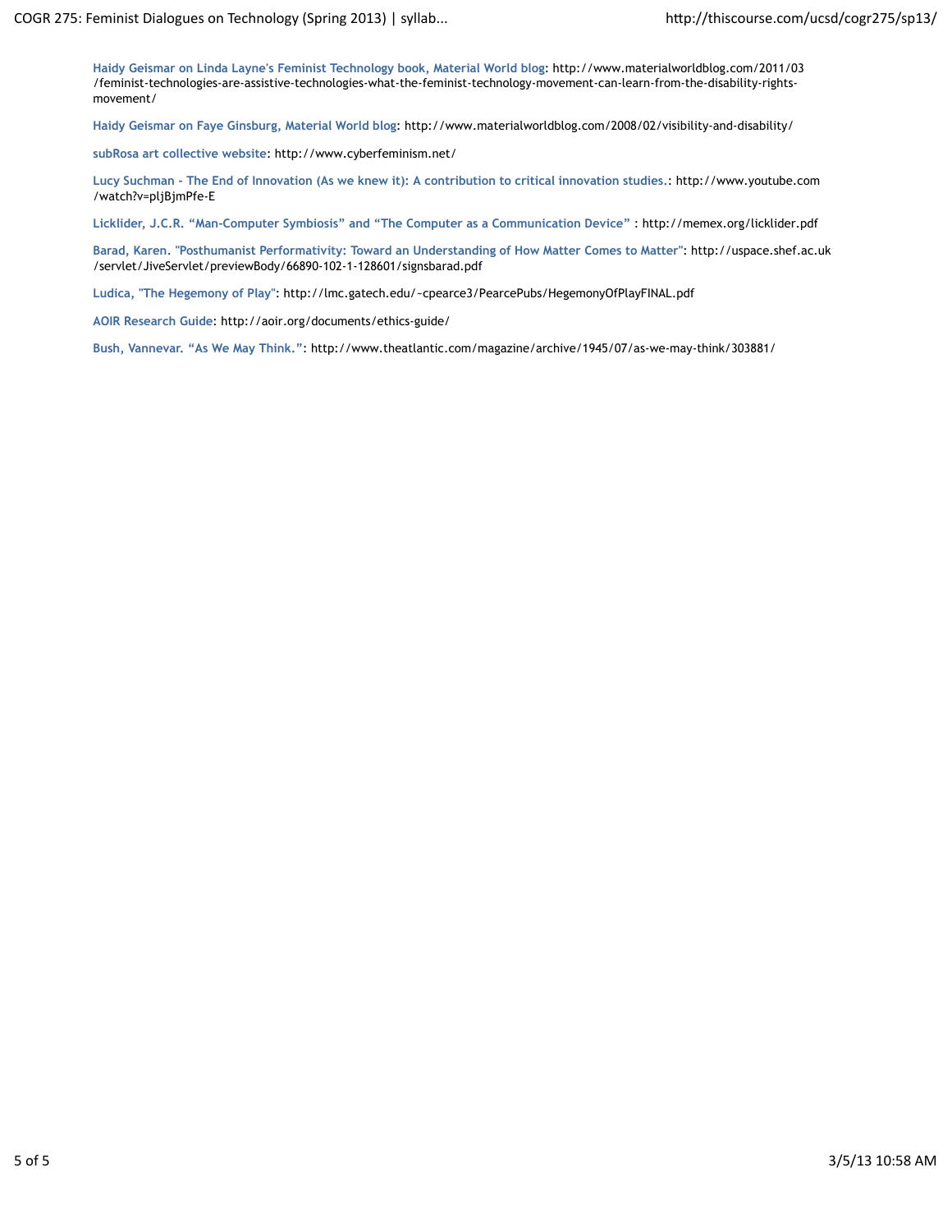**Haidy Geismar on Linda Layne's Feminist Technology book, Material World blog**: http://www.materialworldblog.com/2011/03/feminist-technologies-are-assistive-technologies-what-the-feminist-technology-movement-can-learn-from-the-disability-rights-movement/

**Haidy Geismar on Faye Ginsburg, Material World blog**: http://www.materialworldblog.com/2008/02/visibility-and-disability/

**subRosa art collective website**: http://www.cyberfeminism.net/

**Lucy Suchman - The End of Innovation (As we knew it): A contribution to critical innovation studies.**: http://www.youtube.com/watch?v=pljBjmPfe-E

**Licklider, J.C.R. "Man-Computer Symbiosis" and "The Computer as a Communication Device"** : http://memex.org/licklider.pdf

**Barad, Karen. "Posthumanist Performativity: Toward an Understanding of How Matter Comes to Matter"**: http://uspace.shef.ac.uk/servlet/JiveServlet/previewBody/66890-102-1-128601/signsbarad.pdf

**Ludica, "The Hegemony of Play"**: http://lmc.gatech.edu/~cpearce3/PearcePubs/HegemonyOfPlayFINAL.pdf

**AOIR Research Guide**: http://aoir.org/documents/ethics-guide/

**Bush, Vannevar. "As We May Think."**: http://www.theatlantic.com/magazine/archive/1945/07/as-we-may-think/303881/